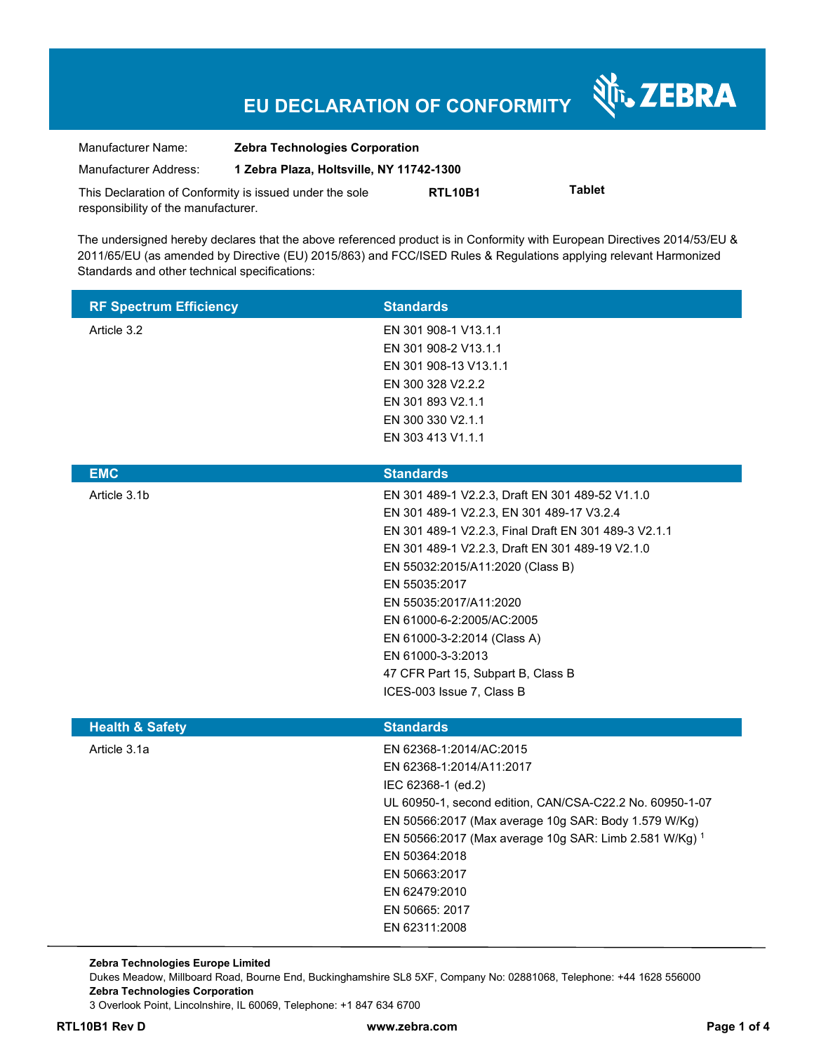# EU DECLARATION OF CONFORMITY

ZEBRA

| | |
|---|---|
| Manufacturer Name: | **Zebra Technologies Corporation** |
| Manufacturer Address: | **1 Zebra Plaza, Holtsville, NY 11742-1300** |

This Declaration of Conformity is issued under the sole responsibility of the manufacturer. **RTL10B1** **Tablet**

The undersigned hereby declares that the above referenced product is in Conformity with European Directives 2014/53/EU & 2011/65/EU (as amended by Directive (EU) 2015/863) and FCC/ISED Rules & Regulations applying relevant Harmonized Standards and other technical specifications:

| RF Spectrum Efficiency | Standards |
|---|---|
| Article 3.2 | EN 301 908-1 V13.1.1<br>EN 301 908-2 V13.1.1<br>EN 301 908-13 V13.1.1<br>EN 300 328 V2.2.2<br>EN 301 893 V2.1.1<br>EN 300 330 V2.1.1<br>EN 303 413 V1.1.1 |

| EMC | Standards |
|---|---|
| Article 3.1b | EN 301 489-1 V2.2.3, Draft EN 301 489-52 V1.1.0<br>EN 301 489-1 V2.2.3, EN 301 489-17 V3.2.4<br>EN 301 489-1 V2.2.3, Final Draft EN 301 489-3 V2.1.1<br>EN 301 489-1 V2.2.3, Draft EN 301 489-19 V2.1.0<br>EN 55032:2015/A11:2020 (Class B)<br>EN 55035:2017<br>EN 55035:2017/A11:2020<br>EN 61000-6-2:2005/AC:2005<br>EN 61000-3-2:2014 (Class A)<br>EN 61000-3-3:2013<br>47 CFR Part 15, Subpart B, Class B<br>ICES-003 Issue 7, Class B |

| Health & Safety | Standards |
|---|---|
| Article 3.1a | EN 62368-1:2014/AC:2015<br>EN 62368-1:2014/A11:2017<br>IEC 62368-1 (ed.2)<br>UL 60950-1, second edition, CAN/CSA-C22.2 No. 60950-1-07<br>EN 50566:2017 (Max average 10g SAR: Body 1.579 W/Kg)<br>EN 50566:2017 (Max average 10g SAR: Limb 2.581 W/Kg) [1]<br>EN 50364:2018<br>EN 50663:2017<br>EN 62479:2010<br>EN 50665: 2017<br>EN 62311:2008 |

**Zebra Technologies Europe Limited**
Dukes Meadow, Millboard Road, Bourne End, Buckinghamshire SL8 5XF, Company No: 02881068, Telephone: +44 1628 556000
**Zebra Technologies Corporation**
3 Overlook Point, Lincolnshire, IL 60069, Telephone: +1 847 634 6700

**RTL10B1 Rev D** **www.zebra.com**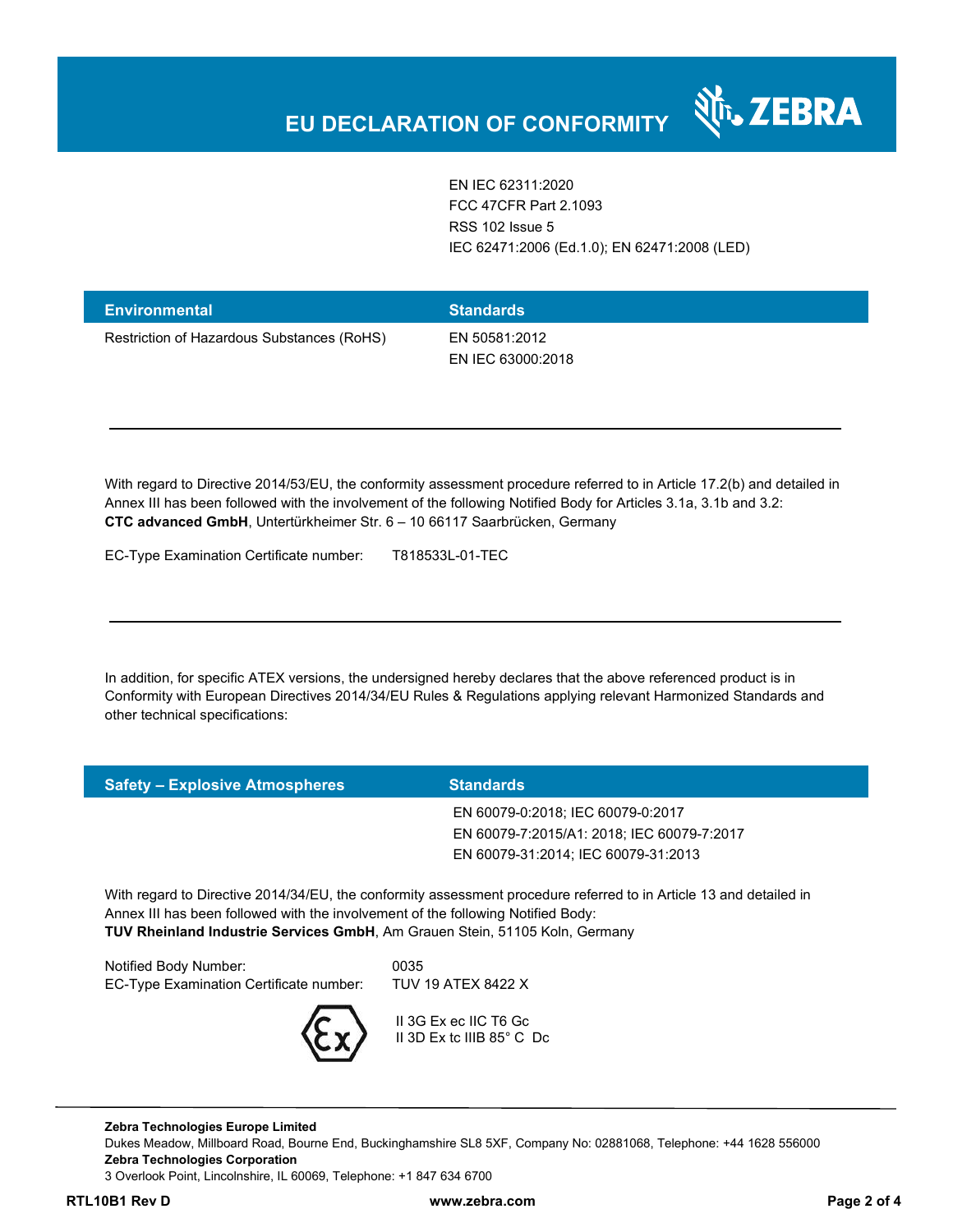| | Standards |
|---|---|
| | EN IEC 62311:2020 |
| | FCC 47CFR Part 2.1093 |
| | RSS 102 Issue 5 |
| | IEC 62471:2006 (Ed.1.0); EN 62471:2008 (LED) |

| Environmental | Standards |
|---|---|
| Restriction of Hazardous Substances (RoHS) | EN 50581:2012<br>EN IEC 63000:2018 |

---

With regard to Directive 2014/53/EU, the conformity assessment procedure referred to in Article 17.2(b) and detailed in Annex III has been followed with the involvement of the following Notified Body for Articles 3.1a, 3.1b and 3.2:
**CTC advanced GmbH**, Untertürkheimer Str. 6 – 10 66117 Saarbrücken, Germany

EC-Type Examination Certificate number: T818533L-01-TEC

---

In addition, for specific ATEX versions, the undersigned hereby declares that the above referenced product is in Conformity with European Directives 2014/34/EU Rules & Regulations applying relevant Harmonized Standards and other technical specifications:

| Safety – Explosive Atmospheres | Standards |
|---|---|
| | EN 60079-0:2018; IEC 60079-0:2017 |
| | EN 60079-7:2015/A1: 2018; IEC 60079-7:2017 |
| | EN 60079-31:2014; IEC 60079-31:2013 |

With regard to Directive 2014/34/EU, the conformity assessment procedure referred to in Article 13 and detailed in Annex III has been followed with the involvement of the following Notified Body:
**TUV Rheinland Industrie Services GmbH**, Am Grauen Stein, 51105 Koln, Germany

Notified Body Number: 0035
EC-Type Examination Certificate number: TUV 19 ATEX 8422 X

II 3G Ex ec IIC T6 Gc
II 3D Ex tc IIIB 85° C Dc

---

**Zebra Technologies Europe Limited**
Dukes Meadow, Millboard Road, Bourne End, Buckinghamshire SL8 5XF, Company No: 02881068, Telephone: +44 1628 556000
**Zebra Technologies Corporation**
3 Overlook Point, Lincolnshire, IL 60069, Telephone: +1 847 634 6700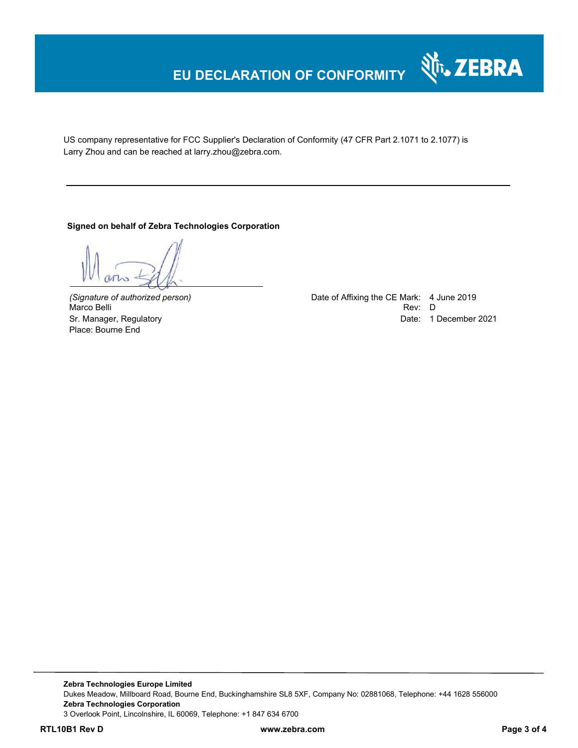# EU DECLARATION OF CONFORMITY

US company representative for FCC Supplier's Declaration of Conformity (47 CFR Part 2.1071 to 2.1077) is Larry Zhou and can be reached at larry.zhou@zebra.com.

---

**Signed on behalf of Zebra Technologies Corporation**

*(Signature of authorized person)*
Marco Belli
Sr. Manager, Regulatory
Place: Bourne End

Date of Affixing the CE Mark: 4 June 2019
Rev: D
Date: 1 December 2021

**Zebra Technologies Europe Limited**
Dukes Meadow, Millboard Road, Bourne End, Buckinghamshire SL8 5XF, Company No: 02881068, Telephone: +44 1628 556000
**Zebra Technologies Corporation**
3 Overlook Point, Lincolnshire, IL 60069, Telephone: +1 847 634 6700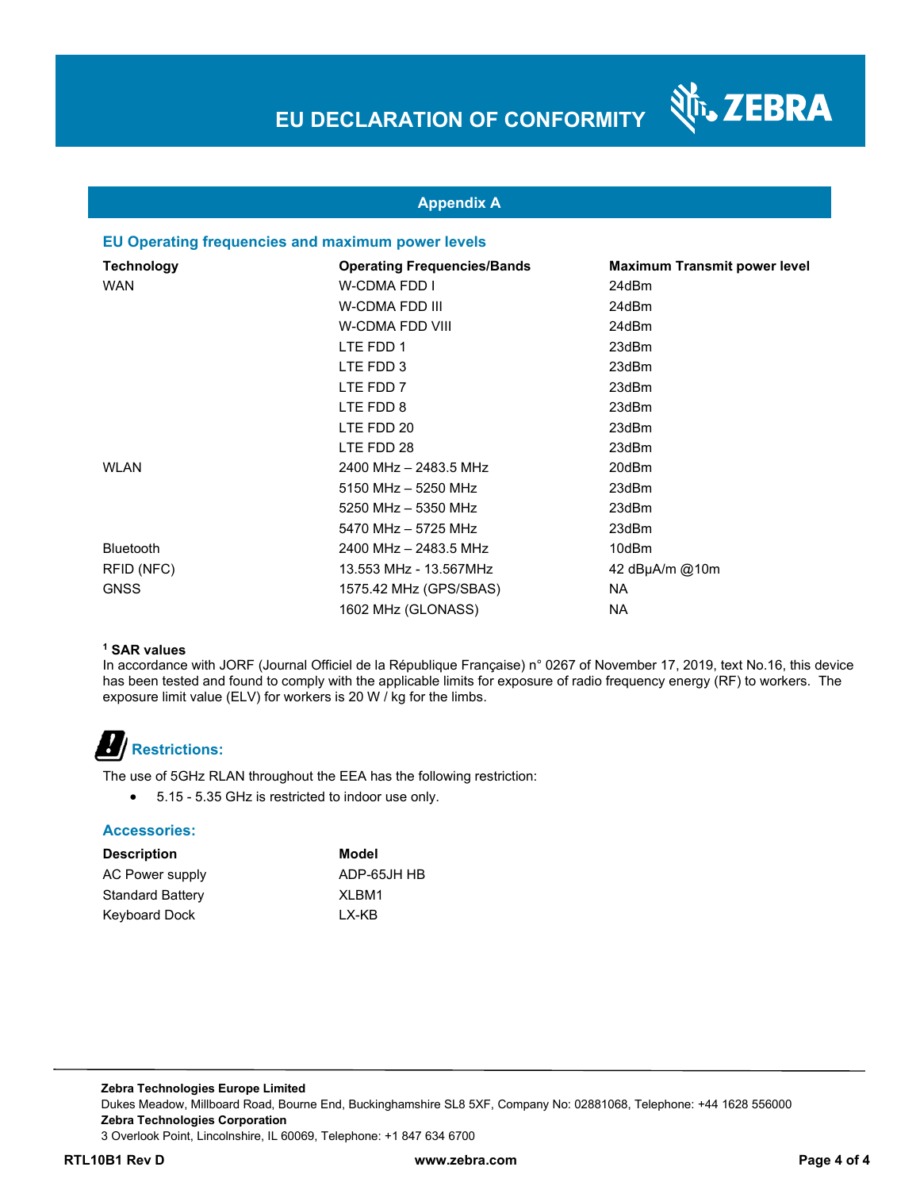# EU DECLARATION OF CONFORMITY

## Appendix A

### EU Operating frequencies and maximum power levels

| Technology | Operating Frequencies/Bands | Maximum Transmit power level |
|---|---|---|
| WAN | W-CDMA FDD I | 24dBm |
| | W-CDMA FDD III | 24dBm |
| | W-CDMA FDD VIII | 24dBm |
| | LTE FDD 1 | 23dBm |
| | LTE FDD 3 | 23dBm |
| | LTE FDD 7 | 23dBm |
| | LTE FDD 8 | 23dBm |
| | LTE FDD 20 | 23dBm |
| | LTE FDD 28 | 23dBm |
| WLAN | 2400 MHz – 2483.5 MHz | 20dBm |
| | 5150 MHz – 5250 MHz | 23dBm |
| | 5250 MHz – 5350 MHz | 23dBm |
| | 5470 MHz – 5725 MHz | 23dBm |
| Bluetooth | 2400 MHz – 2483.5 MHz | 10dBm |
| RFID (NFC) | 13.553 MHz - 13.567MHz | 42 dBµA/m @10m |
| GNSS | 1575.42 MHz (GPS/SBAS) | NA |
| | 1602 MHz (GLONASS) | NA |

[1] **SAR values**

In accordance with JORF (Journal Officiel de la République Française) n° 0267 of November 17, 2019, text No.16, this device has been tested and found to comply with the applicable limits for exposure of radio frequency energy (RF) to workers. The exposure limit value (ELV) for workers is 20 W / kg for the limbs.

### Restrictions:

The use of 5GHz RLAN throughout the EEA has the following restriction:

- 5.15 - 5.35 GHz is restricted to indoor use only.

### Accessories:

| Description | Model |
|---|---|
| AC Power supply | ADP-65JH HB |
| Standard Battery | XLBM1 |
| Keyboard Dock | LX-KB |

**Zebra Technologies Europe Limited**
Dukes Meadow, Millboard Road, Bourne End, Buckinghamshire SL8 5XF, Company No: 02881068, Telephone: +44 1628 556000
**Zebra Technologies Corporation**
3 Overlook Point, Lincolnshire, IL 60069, Telephone: +1 847 634 6700

**RTL10B1 Rev D** **www.zebra.com**